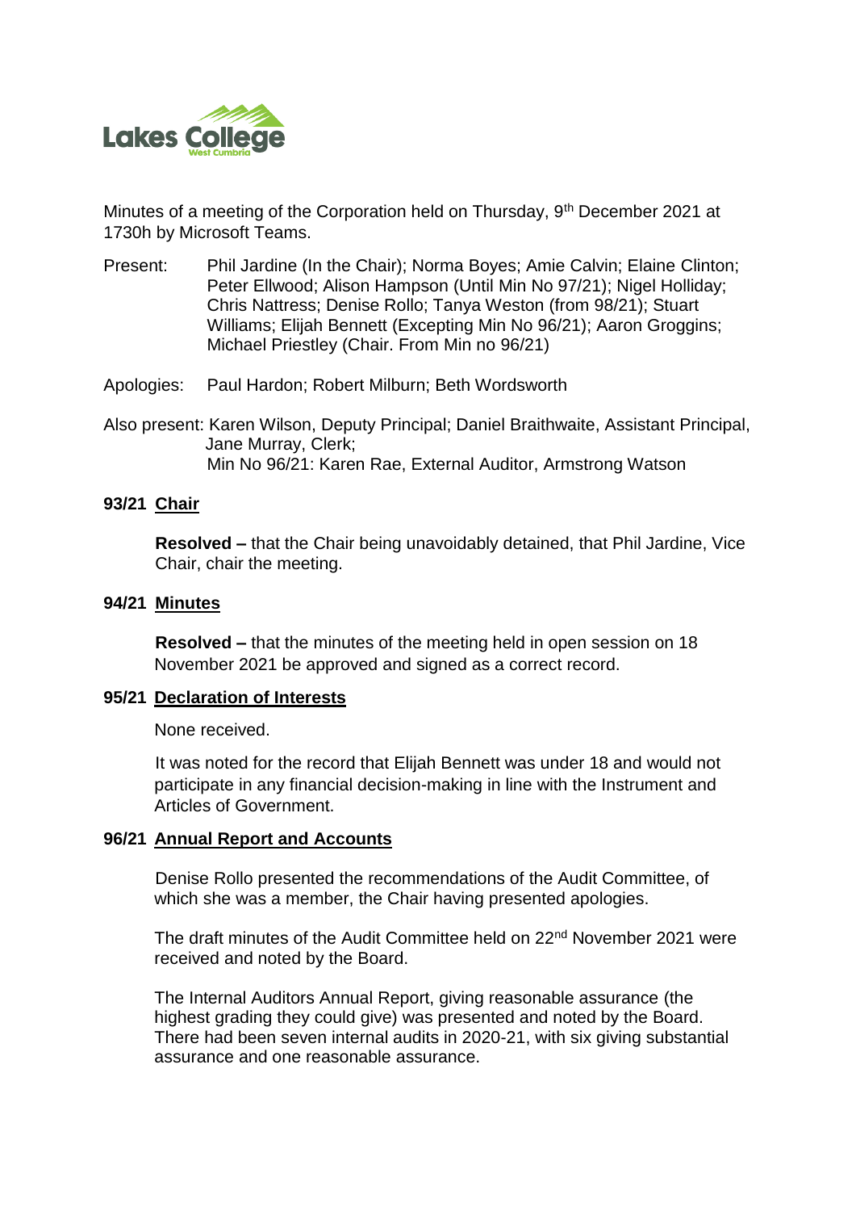Lakes College West Cumbria

Minutes of a meeting of the Corporation held on Thursday, 9th December 2021 at 1730h by Microsoft Teams.

Present: Phil Jardine (In the Chair); Norma Boyes; Amie Calvin; Elaine Clinton; Peter Ellwood; Alison Hampson (Until Min No 97/21); Nigel Holliday; Chris Nattress; Denise Rollo; Tanya Weston (from 98/21); Stuart Williams; Elijah Bennett (Excepting Min No 96/21); Aaron Groggins; Michael Priestley (Chair. From Min no 96/21)

Apologies: Paul Hardon; Robert Milburn; Beth Wordsworth

Also present: Karen Wilson, Deputy Principal; Daniel Braithwaite, Assistant Principal, Jane Murray, Clerk;
Min No 96/21: Karen Rae, External Auditor, Armstrong Watson

## 93/21 Chair

**Resolved –** that the Chair being unavoidably detained, that Phil Jardine, Vice Chair, chair the meeting.

## 94/21 Minutes

**Resolved –** that the minutes of the meeting held in open session on 18 November 2021 be approved and signed as a correct record.

## 95/21 Declaration of Interests

None received.

It was noted for the record that Elijah Bennett was under 18 and would not participate in any financial decision-making in line with the Instrument and Articles of Government.

## 96/21 Annual Report and Accounts

Denise Rollo presented the recommendations of the Audit Committee, of which she was a member, the Chair having presented apologies.

The draft minutes of the Audit Committee held on 22nd November 2021 were received and noted by the Board.

The Internal Auditors Annual Report, giving reasonable assurance (the highest grading they could give) was presented and noted by the Board. There had been seven internal audits in 2020-21, with six giving substantial assurance and one reasonable assurance.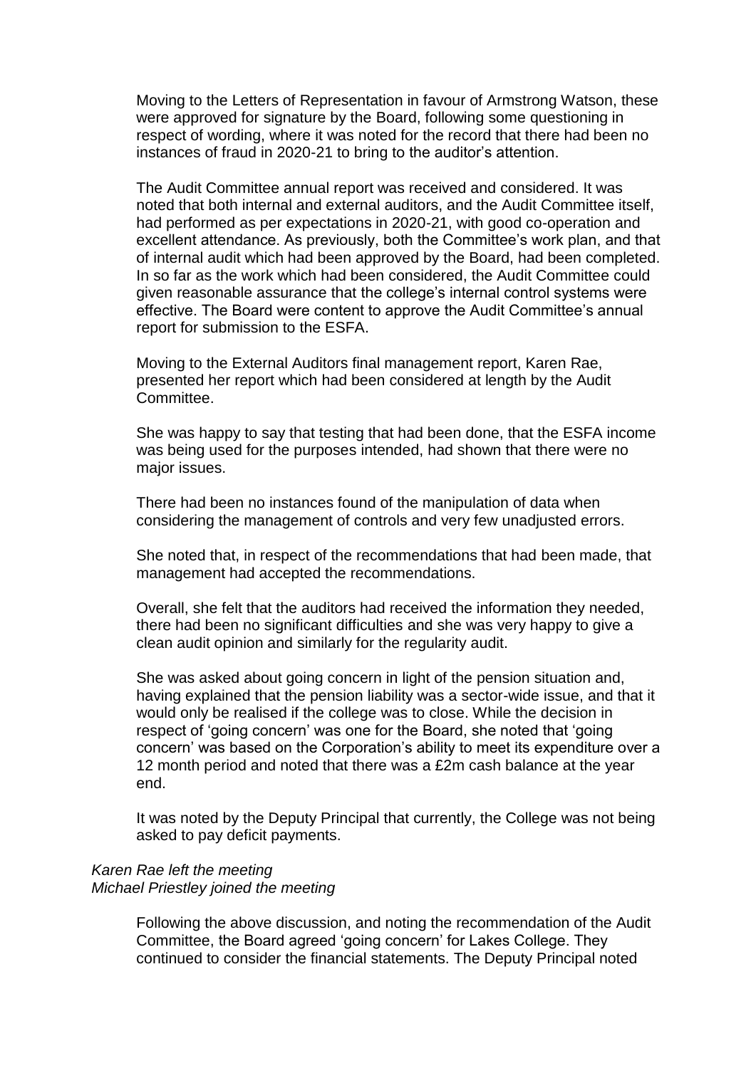Moving to the Letters of Representation in favour of Armstrong Watson, these were approved for signature by the Board, following some questioning in respect of wording, where it was noted for the record that there had been no instances of fraud in 2020-21 to bring to the auditor's attention.

The Audit Committee annual report was received and considered. It was noted that both internal and external auditors, and the Audit Committee itself, had performed as per expectations in 2020-21, with good co-operation and excellent attendance. As previously, both the Committee's work plan, and that of internal audit which had been approved by the Board, had been completed. In so far as the work which had been considered, the Audit Committee could given reasonable assurance that the college's internal control systems were effective. The Board were content to approve the Audit Committee's annual report for submission to the ESFA.

Moving to the External Auditors final management report, Karen Rae, presented her report which had been considered at length by the Audit Committee.

She was happy to say that testing that had been done, that the ESFA income was being used for the purposes intended, had shown that there were no major issues.

There had been no instances found of the manipulation of data when considering the management of controls and very few unadjusted errors.

She noted that, in respect of the recommendations that had been made, that management had accepted the recommendations.

Overall, she felt that the auditors had received the information they needed, there had been no significant difficulties and she was very happy to give a clean audit opinion and similarly for the regularity audit.

She was asked about going concern in light of the pension situation and, having explained that the pension liability was a sector-wide issue, and that it would only be realised if the college was to close. While the decision in respect of 'going concern' was one for the Board, she noted that 'going concern' was based on the Corporation's ability to meet its expenditure over a 12 month period and noted that there was a £2m cash balance at the year end.

It was noted by the Deputy Principal that currently, the College was not being asked to pay deficit payments.

*Karen Rae left the meeting*
*Michael Priestley joined the meeting*

Following the above discussion, and noting the recommendation of the Audit Committee, the Board agreed 'going concern' for Lakes College. They continued to consider the financial statements. The Deputy Principal noted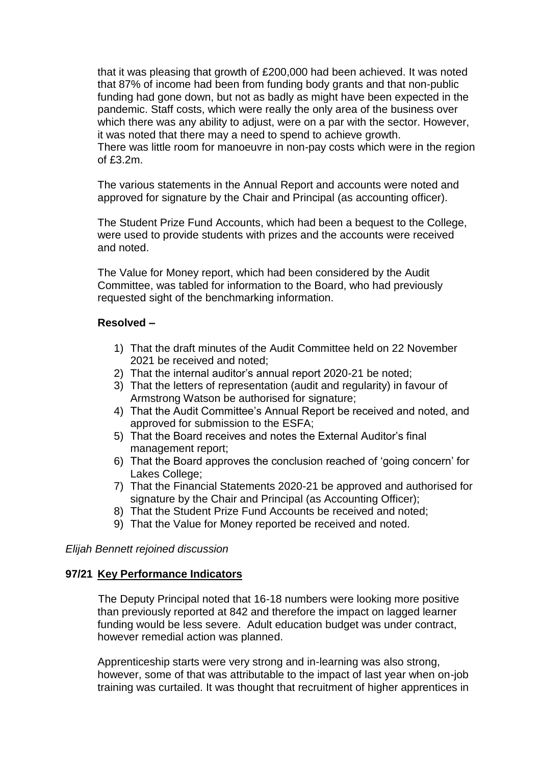that it was pleasing that growth of £200,000 had been achieved. It was noted that 87% of income had been from funding body grants and that non-public funding had gone down, but not as badly as might have been expected in the pandemic. Staff costs, which were really the only area of the business over which there was any ability to adjust, were on a par with the sector. However, it was noted that there may a need to spend to achieve growth.
There was little room for manoeuvre in non-pay costs which were in the region of £3.2m.

The various statements in the Annual Report and accounts were noted and approved for signature by the Chair and Principal (as accounting officer).

The Student Prize Fund Accounts, which had been a bequest to the College, were used to provide students with prizes and the accounts were received and noted.

The Value for Money report, which had been considered by the Audit Committee, was tabled for information to the Board, who had previously requested sight of the benchmarking information.

**Resolved –**

1) That the draft minutes of the Audit Committee held on 22 November 2021 be received and noted;
2) That the internal auditor's annual report 2020-21 be noted;
3) That the letters of representation (audit and regularity) in favour of Armstrong Watson be authorised for signature;
4) That the Audit Committee's Annual Report be received and noted, and approved for submission to the ESFA;
5) That the Board receives and notes the External Auditor's final management report;
6) That the Board approves the conclusion reached of 'going concern' for Lakes College;
7) That the Financial Statements 2020-21 be approved and authorised for signature by the Chair and Principal (as Accounting Officer);
8) That the Student Prize Fund Accounts be received and noted;
9) That the Value for Money reported be received and noted.

*Elijah Bennett rejoined discussion*

**97/21 Key Performance Indicators**

The Deputy Principal noted that 16-18 numbers were looking more positive than previously reported at 842 and therefore the impact on lagged learner funding would be less severe. Adult education budget was under contract, however remedial action was planned.

Apprenticeship starts were very strong and in-learning was also strong, however, some of that was attributable to the impact of last year when on-job training was curtailed. It was thought that recruitment of higher apprentices in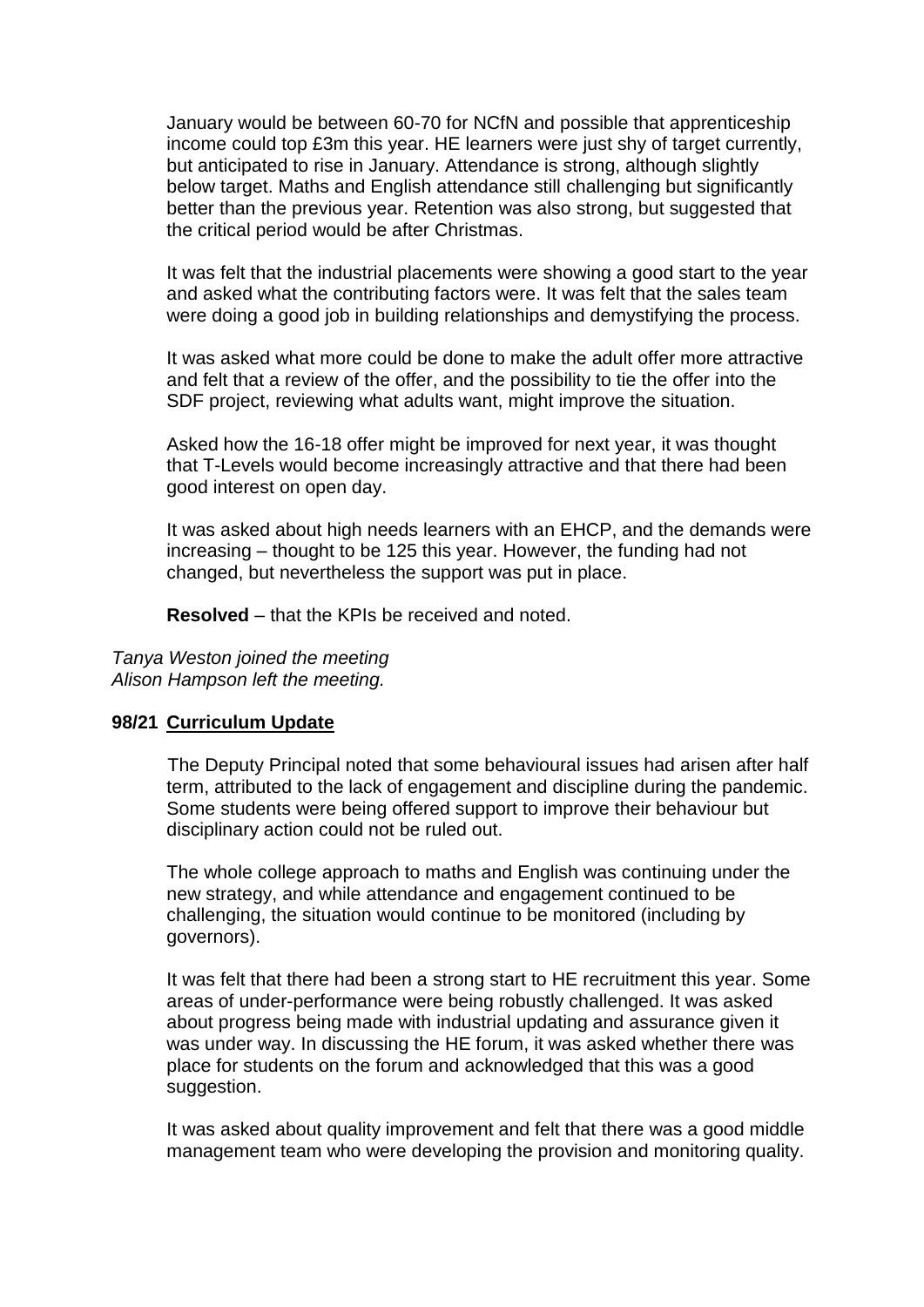January would be between 60-70 for NCfN and possible that apprenticeship income could top £3m this year. HE learners were just shy of target currently, but anticipated to rise in January. Attendance is strong, although slightly below target. Maths and English attendance still challenging but significantly better than the previous year. Retention was also strong, but suggested that the critical period would be after Christmas.

It was felt that the industrial placements were showing a good start to the year and asked what the contributing factors were. It was felt that the sales team were doing a good job in building relationships and demystifying the process.

It was asked what more could be done to make the adult offer more attractive and felt that a review of the offer, and the possibility to tie the offer into the SDF project, reviewing what adults want, might improve the situation.

Asked how the 16-18 offer might be improved for next year, it was thought that T-Levels would become increasingly attractive and that there had been good interest on open day.

It was asked about high needs learners with an EHCP, and the demands were increasing – thought to be 125 this year. However, the funding had not changed, but nevertheless the support was put in place.

**Resolved** – that the KPIs be received and noted.

*Tanya Weston joined the meeting*
*Alison Hampson left the meeting.*

**98/21 Curriculum Update**

The Deputy Principal noted that some behavioural issues had arisen after half term, attributed to the lack of engagement and discipline during the pandemic. Some students were being offered support to improve their behaviour but disciplinary action could not be ruled out.

The whole college approach to maths and English was continuing under the new strategy, and while attendance and engagement continued to be challenging, the situation would continue to be monitored (including by governors).

It was felt that there had been a strong start to HE recruitment this year. Some areas of under-performance were being robustly challenged. It was asked about progress being made with industrial updating and assurance given it was under way. In discussing the HE forum, it was asked whether there was place for students on the forum and acknowledged that this was a good suggestion.

It was asked about quality improvement and felt that there was a good middle management team who were developing the provision and monitoring quality.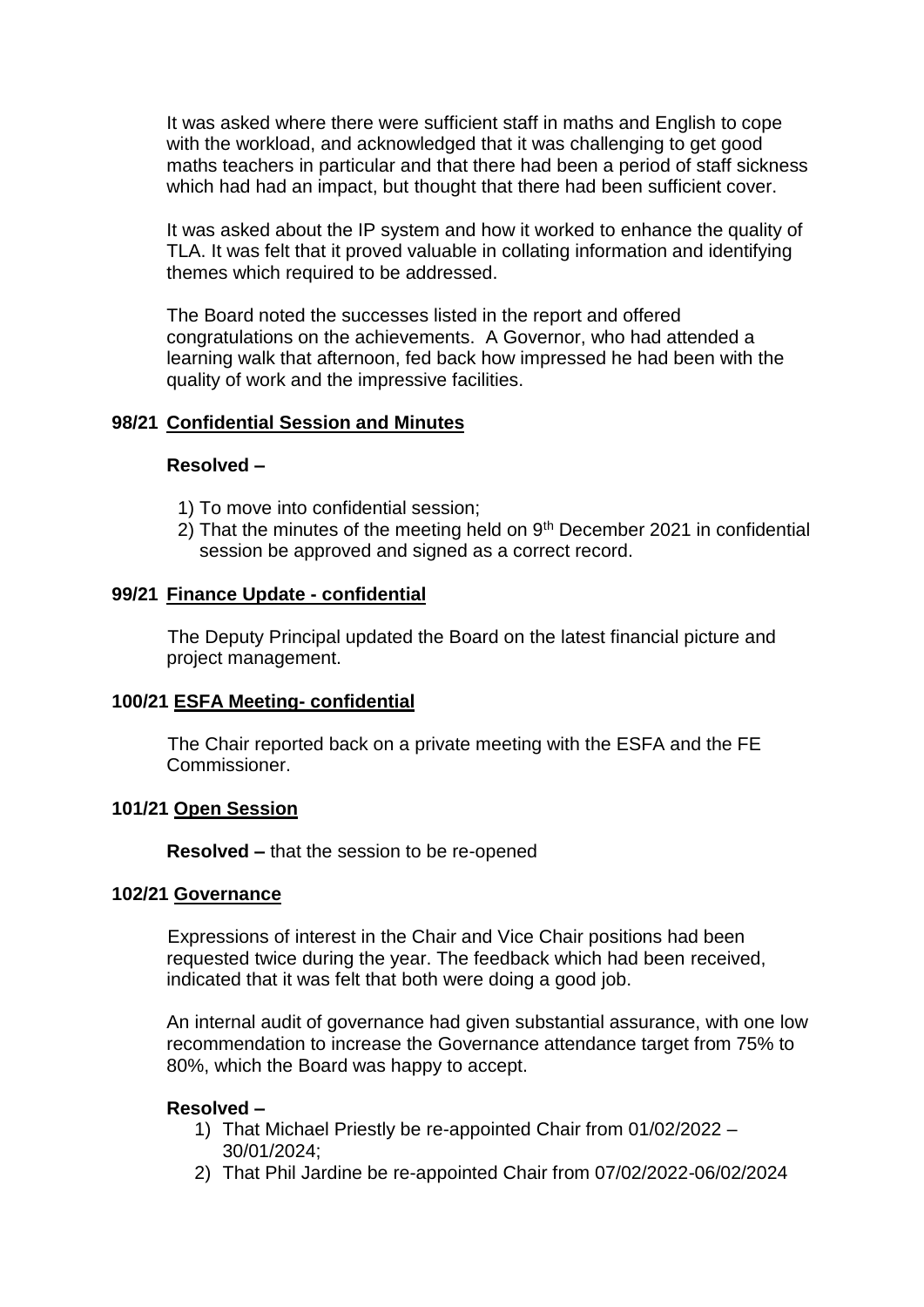It was asked where there were sufficient staff in maths and English to cope with the workload, and acknowledged that it was challenging to get good maths teachers in particular and that there had been a period of staff sickness which had had an impact, but thought that there had been sufficient cover.

It was asked about the IP system and how it worked to enhance the quality of TLA. It was felt that it proved valuable in collating information and identifying themes which required to be addressed.

The Board noted the successes listed in the report and offered congratulations on the achievements. A Governor, who had attended a learning walk that afternoon, fed back how impressed he had been with the quality of work and the impressive facilities.

**98/21 <u>Confidential Session and Minutes</u>**

**Resolved –**

1) To move into confidential session;
2) That the minutes of the meeting held on 9th December 2021 in confidential session be approved and signed as a correct record.

**99/21 <u>Finance Update - confidential</u>**

The Deputy Principal updated the Board on the latest financial picture and project management.

**100/21 <u>ESFA Meeting- confidential</u>**

The Chair reported back on a private meeting with the ESFA and the FE Commissioner.

**101/21 <u>Open Session</u>**

**Resolved –** that the session to be re-opened

**102/21 <u>Governance</u>**

Expressions of interest in the Chair and Vice Chair positions had been requested twice during the year. The feedback which had been received, indicated that it was felt that both were doing a good job.

An internal audit of governance had given substantial assurance, with one low recommendation to increase the Governance attendance target from 75% to 80%, which the Board was happy to accept.

**Resolved –**

1) That Michael Priestly be re-appointed Chair from 01/02/2022 – 30/01/2024;
2) That Phil Jardine be re-appointed Chair from 07/02/2022-06/02/2024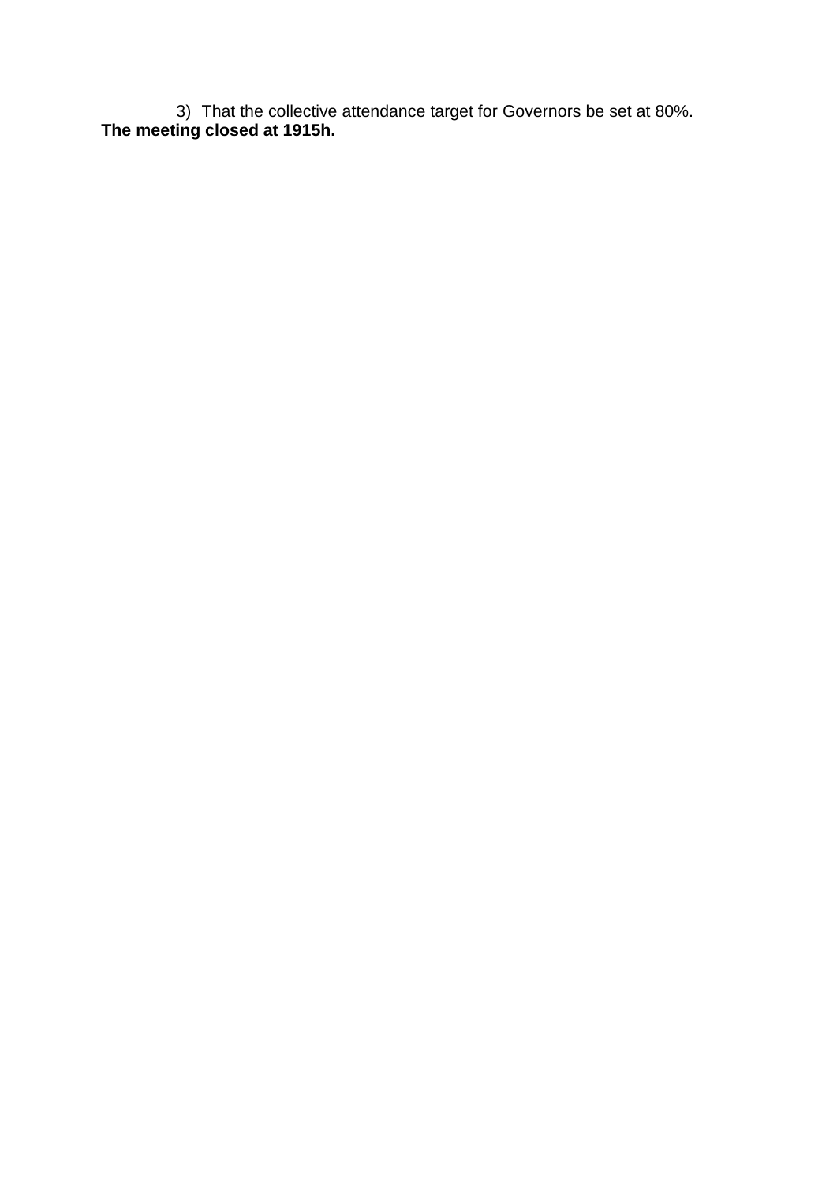3) That the collective attendance target for Governors be set at 80%.

**The meeting closed at 1915h.**